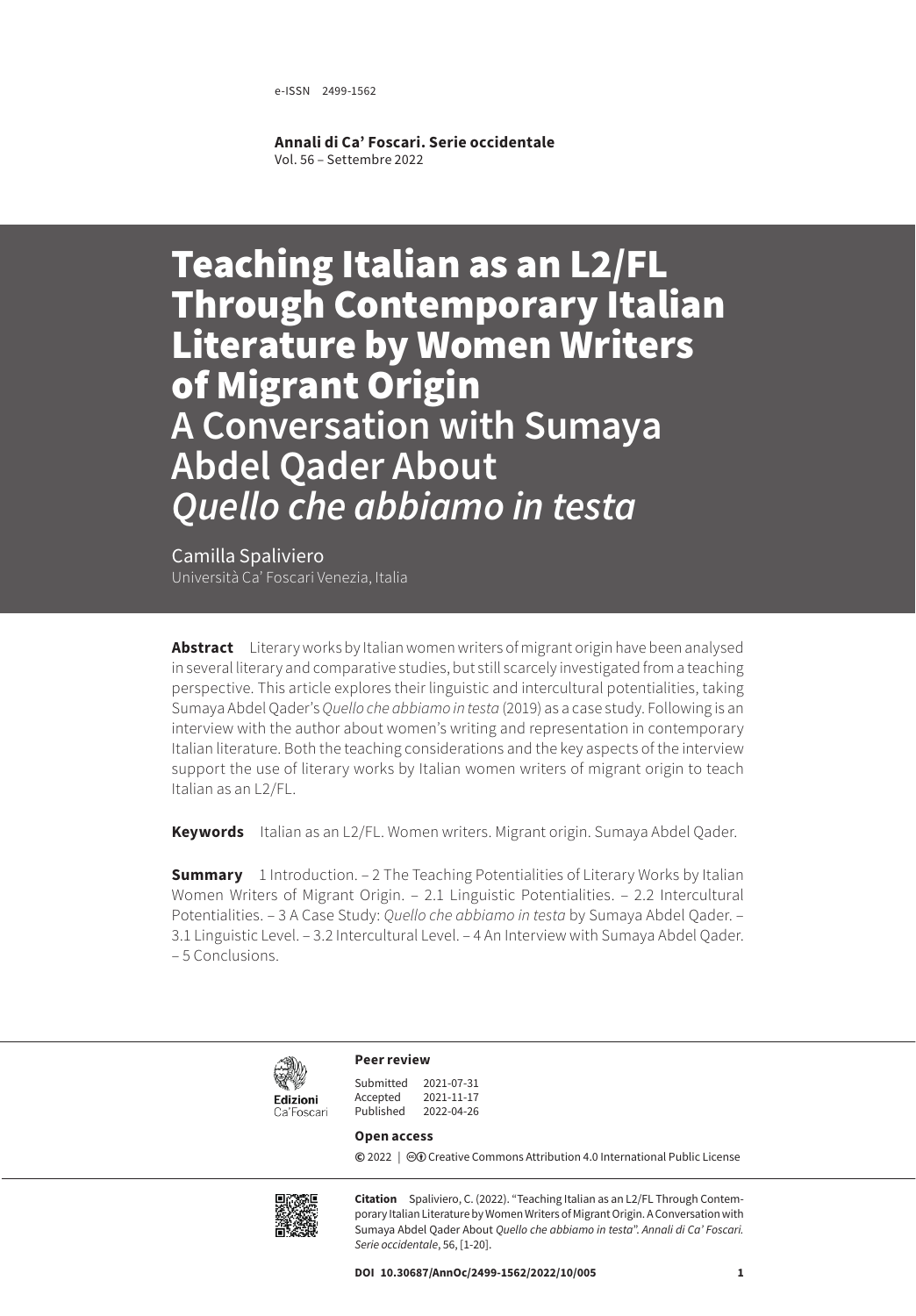e-ISSN 2499-1562

**Annali di Ca' Foscari. Serie occidentale**
Vol. 56 – Settembre 2022

# Teaching Italian as an L2/FL Through Contemporary Italian Literature by Women Writers of Migrant Origin
## A Conversation with Sumaya Abdel Qader About *Quello che abbiamo in testa*

Camilla Spaliviero
Università Ca' Foscari Venezia, Italia

**Abstract** Literary works by Italian women writers of migrant origin have been analysed in several literary and comparative studies, but still scarcely investigated from a teaching perspective. This article explores their linguistic and intercultural potentialities, taking Sumaya Abdel Qader's *Quello che abbiamo in testa* (2019) as a case study. Following is an interview with the author about women's writing and representation in contemporary Italian literature. Both the teaching considerations and the key aspects of the interview support the use of literary works by Italian women writers of migrant origin to teach Italian as an L2/FL.

**Keywords** Italian as an L2/FL. Women writers. Migrant origin. Sumaya Abdel Qader.

**Summary** 1 Introduction. – 2 The Teaching Potentialities of Literary Works by Italian Women Writers of Migrant Origin. – 2.1 Linguistic Potentialities. – 2.2 Intercultural Potentialities. – 3 A Case Study: *Quello che abbiamo in testa* by Sumaya Abdel Qader. – 3.1 Linguistic Level. – 3.2 Intercultural Level. – 4 An Interview with Sumaya Abdel Qader. – 5 Conclusions.

Edizioni Ca'Foscari

**Peer review**

Submitted 2021-07-31
Accepted 2021-11-17
Published 2022-04-26

**Open access**

© 2022 | Creative Commons Attribution 4.0 International Public License

**Citation** Spaliviero, C. (2022). "Teaching Italian as an L2/FL Through Contemporary Italian Literature by Women Writers of Migrant Origin. A Conversation with Sumaya Abdel Qader About *Quello che abbiamo in testa*". *Annali di Ca' Foscari. Serie occidentale*, 56, [1-20].

**DOI 10.30687/AnnOc/2499-1562/2022/10/005**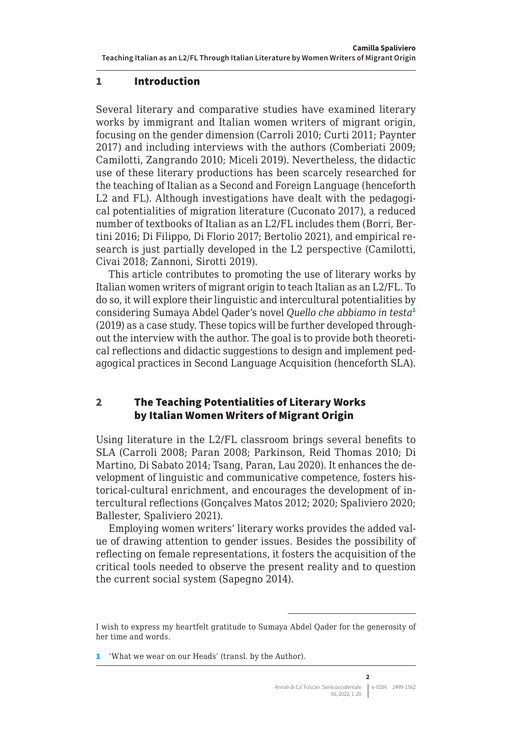## 1 Introduction

Several literary and comparative studies have examined literary works by immigrant and Italian women writers of migrant origin, focusing on the gender dimension (Carroli 2010; Curti 2011; Paynter 2017) and including interviews with the authors (Comberiati 2009; Camilotti, Zangrando 2010; Miceli 2019). Nevertheless, the didactic use of these literary productions has been scarcely researched for the teaching of Italian as a Second and Foreign Language (henceforth L2 and FL). Although investigations have dealt with the pedagogical potentialities of migration literature (Cuconato 2017), a reduced number of textbooks of Italian as an L2/FL includes them (Borri, Bertini 2016; Di Filippo, Di Florio 2017; Bertolio 2021), and empirical research is just partially developed in the L2 perspective (Camilotti, Civai 2018; Zannoni, Sirotti 2019).

This article contributes to promoting the use of literary works by Italian women writers of migrant origin to teach Italian as an L2/FL. To do so, it will explore their linguistic and intercultural potentialities by considering Sumaya Abdel Qader's novel *Quello che abbiamo in testa*[1] (2019) as a case study. These topics will be further developed throughout the interview with the author. The goal is to provide both theoretical reflections and didactic suggestions to design and implement pedagogical practices in Second Language Acquisition (henceforth SLA).

## 2 The Teaching Potentialities of Literary Works by Italian Women Writers of Migrant Origin

Using literature in the L2/FL classroom brings several benefits to SLA (Carroli 2008; Paran 2008; Parkinson, Reid Thomas 2010; Di Martino, Di Sabato 2014; Tsang, Paran, Lau 2020). It enhances the development of linguistic and communicative competence, fosters historical-cultural enrichment, and encourages the development of intercultural reflections (Gonçalves Matos 2012; 2020; Spaliviero 2020; Ballester, Spaliviero 2021).

Employing women writers' literary works provides the added value of drawing attention to gender issues. Besides the possibility of reflecting on female representations, it fosters the acquisition of the critical tools needed to observe the present reality and to question the current social system (Sapegno 2014).

---

I wish to express my heartfelt gratitude to Sumaya Abdel Qader for the generosity of her time and words.

1 'What we wear on our Heads' (transl. by the Author).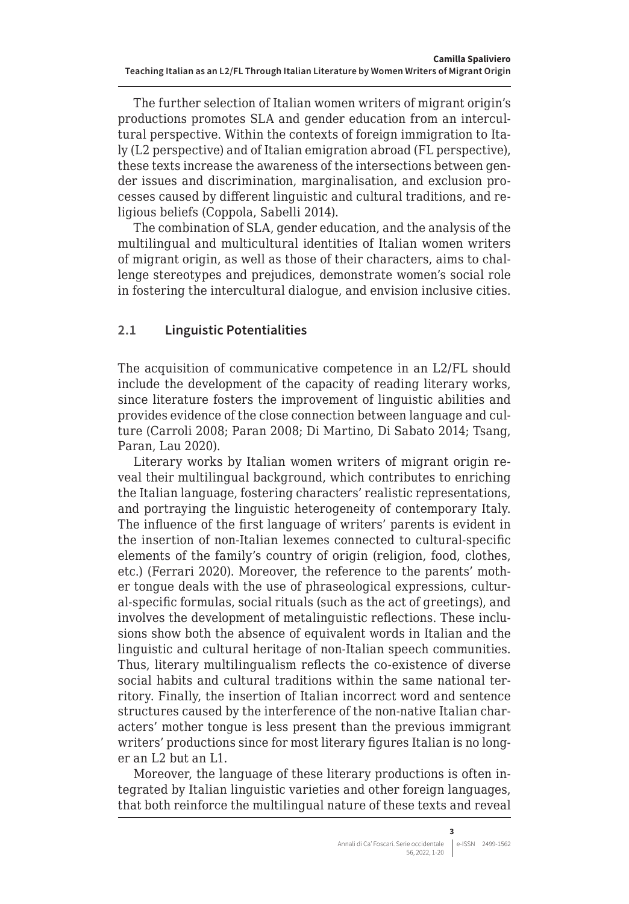The further selection of Italian women writers of migrant origin's productions promotes SLA and gender education from an intercultural perspective. Within the contexts of foreign immigration to Italy (L2 perspective) and of Italian emigration abroad (FL perspective), these texts increase the awareness of the intersections between gender issues and discrimination, marginalisation, and exclusion processes caused by different linguistic and cultural traditions, and religious beliefs (Coppola, Sabelli 2014).

The combination of SLA, gender education, and the analysis of the multilingual and multicultural identities of Italian women writers of migrant origin, as well as those of their characters, aims to challenge stereotypes and prejudices, demonstrate women's social role in fostering the intercultural dialogue, and envision inclusive cities.

## 2.1 Linguistic Potentialities

The acquisition of communicative competence in an L2/FL should include the development of the capacity of reading literary works, since literature fosters the improvement of linguistic abilities and provides evidence of the close connection between language and culture (Carroli 2008; Paran 2008; Di Martino, Di Sabato 2014; Tsang, Paran, Lau 2020).

Literary works by Italian women writers of migrant origin reveal their multilingual background, which contributes to enriching the Italian language, fostering characters' realistic representations, and portraying the linguistic heterogeneity of contemporary Italy. The influence of the first language of writers' parents is evident in the insertion of non-Italian lexemes connected to cultural-specific elements of the family's country of origin (religion, food, clothes, etc.) (Ferrari 2020). Moreover, the reference to the parents' mother tongue deals with the use of phraseological expressions, cultural-specific formulas, social rituals (such as the act of greetings), and involves the development of metalinguistic reflections. These inclusions show both the absence of equivalent words in Italian and the linguistic and cultural heritage of non-Italian speech communities. Thus, literary multilingualism reflects the co-existence of diverse social habits and cultural traditions within the same national territory. Finally, the insertion of Italian incorrect word and sentence structures caused by the interference of the non-native Italian characters' mother tongue is less present than the previous immigrant writers' productions since for most literary figures Italian is no longer an L2 but an L1.

Moreover, the language of these literary productions is often integrated by Italian linguistic varieties and other foreign languages, that both reinforce the multilingual nature of these texts and reveal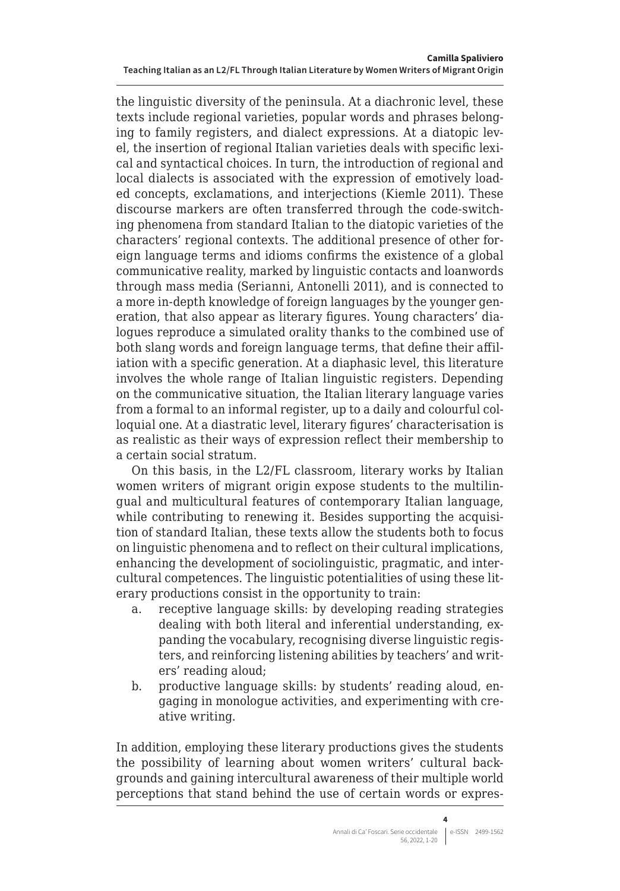the linguistic diversity of the peninsula. At a diachronic level, these texts include regional varieties, popular words and phrases belonging to family registers, and dialect expressions. At a diatopic level, the insertion of regional Italian varieties deals with specific lexical and syntactical choices. In turn, the introduction of regional and local dialects is associated with the expression of emotively loaded concepts, exclamations, and interjections (Kiemle 2011). These discourse markers are often transferred through the code-switching phenomena from standard Italian to the diatopic varieties of the characters' regional contexts. The additional presence of other foreign language terms and idioms confirms the existence of a global communicative reality, marked by linguistic contacts and loanwords through mass media (Serianni, Antonelli 2011), and is connected to a more in-depth knowledge of foreign languages by the younger generation, that also appear as literary figures. Young characters' dialogues reproduce a simulated orality thanks to the combined use of both slang words and foreign language terms, that define their affiliation with a specific generation. At a diaphasic level, this literature involves the whole range of Italian linguistic registers. Depending on the communicative situation, the Italian literary language varies from a formal to an informal register, up to a daily and colourful colloquial one. At a diastratic level, literary figures' characterisation is as realistic as their ways of expression reflect their membership to a certain social stratum.

On this basis, in the L2/FL classroom, literary works by Italian women writers of migrant origin expose students to the multilingual and multicultural features of contemporary Italian language, while contributing to renewing it. Besides supporting the acquisition of standard Italian, these texts allow the students both to focus on linguistic phenomena and to reflect on their cultural implications, enhancing the development of sociolinguistic, pragmatic, and intercultural competences. The linguistic potentialities of using these literary productions consist in the opportunity to train:

a. receptive language skills: by developing reading strategies dealing with both literal and inferential understanding, expanding the vocabulary, recognising diverse linguistic registers, and reinforcing listening abilities by teachers' and writers' reading aloud;
b. productive language skills: by students' reading aloud, engaging in monologue activities, and experimenting with creative writing.

In addition, employing these literary productions gives the students the possibility of learning about women writers' cultural backgrounds and gaining intercultural awareness of their multiple world perceptions that stand behind the use of certain words or expres-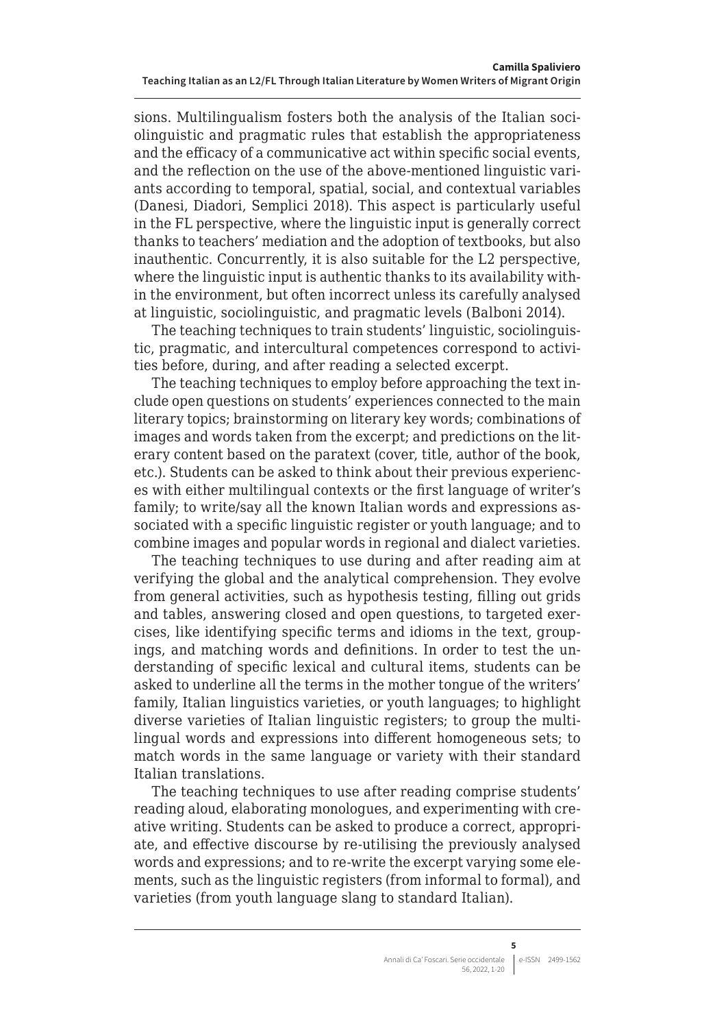sions. Multilingualism fosters both the analysis of the Italian sociolinguistic and pragmatic rules that establish the appropriateness and the efficacy of a communicative act within specific social events, and the reflection on the use of the above-mentioned linguistic variants according to temporal, spatial, social, and contextual variables (Danesi, Diadori, Semplici 2018). This aspect is particularly useful in the FL perspective, where the linguistic input is generally correct thanks to teachers' mediation and the adoption of textbooks, but also inauthentic. Concurrently, it is also suitable for the L2 perspective, where the linguistic input is authentic thanks to its availability within the environment, but often incorrect unless its carefully analysed at linguistic, sociolinguistic, and pragmatic levels (Balboni 2014).

The teaching techniques to train students' linguistic, sociolinguistic, pragmatic, and intercultural competences correspond to activities before, during, and after reading a selected excerpt.

The teaching techniques to employ before approaching the text include open questions on students' experiences connected to the main literary topics; brainstorming on literary key words; combinations of images and words taken from the excerpt; and predictions on the literary content based on the paratext (cover, title, author of the book, etc.). Students can be asked to think about their previous experiences with either multilingual contexts or the first language of writer's family; to write/say all the known Italian words and expressions associated with a specific linguistic register or youth language; and to combine images and popular words in regional and dialect varieties.

The teaching techniques to use during and after reading aim at verifying the global and the analytical comprehension. They evolve from general activities, such as hypothesis testing, filling out grids and tables, answering closed and open questions, to targeted exercises, like identifying specific terms and idioms in the text, groupings, and matching words and definitions. In order to test the understanding of specific lexical and cultural items, students can be asked to underline all the terms in the mother tongue of the writers' family, Italian linguistics varieties, or youth languages; to highlight diverse varieties of Italian linguistic registers; to group the multilingual words and expressions into different homogeneous sets; to match words in the same language or variety with their standard Italian translations.

The teaching techniques to use after reading comprise students' reading aloud, elaborating monologues, and experimenting with creative writing. Students can be asked to produce a correct, appropriate, and effective discourse by re-utilising the previously analysed words and expressions; and to re-write the excerpt varying some elements, such as the linguistic registers (from informal to formal), and varieties (from youth language slang to standard Italian).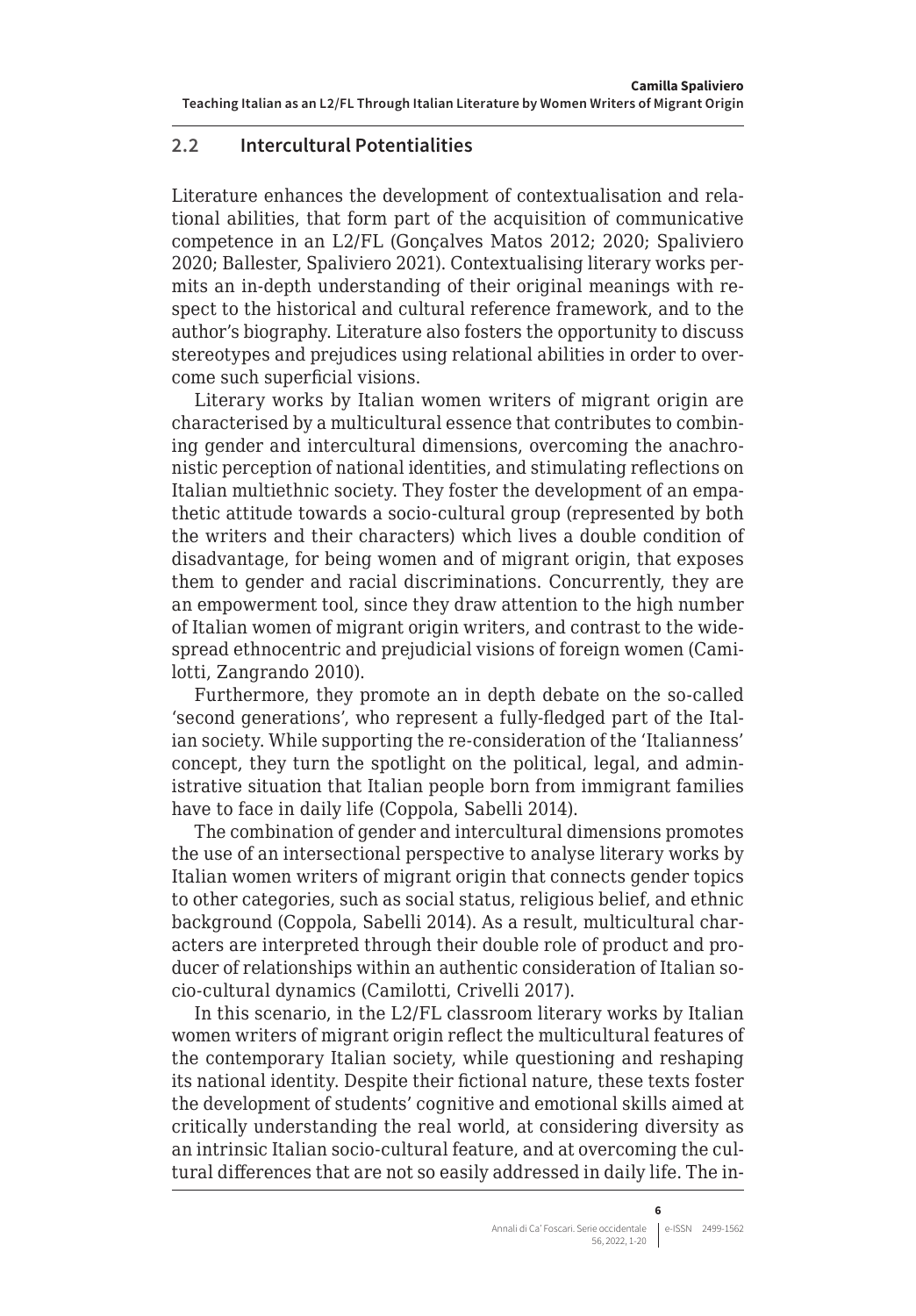## 2.2 Intercultural Potentialities

Literature enhances the development of contextualisation and relational abilities, that form part of the acquisition of communicative competence in an L2/FL (Gonçalves Matos 2012; 2020; Spaliviero 2020; Ballester, Spaliviero 2021). Contextualising literary works permits an in-depth understanding of their original meanings with respect to the historical and cultural reference framework, and to the author's biography. Literature also fosters the opportunity to discuss stereotypes and prejudices using relational abilities in order to overcome such superficial visions.

Literary works by Italian women writers of migrant origin are characterised by a multicultural essence that contributes to combining gender and intercultural dimensions, overcoming the anachronistic perception of national identities, and stimulating reflections on Italian multiethnic society. They foster the development of an empathetic attitude towards a socio-cultural group (represented by both the writers and their characters) which lives a double condition of disadvantage, for being women and of migrant origin, that exposes them to gender and racial discriminations. Concurrently, they are an empowerment tool, since they draw attention to the high number of Italian women of migrant origin writers, and contrast to the widespread ethnocentric and prejudicial visions of foreign women (Camilotti, Zangrando 2010).

Furthermore, they promote an in depth debate on the so-called 'second generations', who represent a fully-fledged part of the Italian society. While supporting the re-consideration of the 'Italianness' concept, they turn the spotlight on the political, legal, and administrative situation that Italian people born from immigrant families have to face in daily life (Coppola, Sabelli 2014).

The combination of gender and intercultural dimensions promotes the use of an intersectional perspective to analyse literary works by Italian women writers of migrant origin that connects gender topics to other categories, such as social status, religious belief, and ethnic background (Coppola, Sabelli 2014). As a result, multicultural characters are interpreted through their double role of product and producer of relationships within an authentic consideration of Italian socio-cultural dynamics (Camilotti, Crivelli 2017).

In this scenario, in the L2/FL classroom literary works by Italian women writers of migrant origin reflect the multicultural features of the contemporary Italian society, while questioning and reshaping its national identity. Despite their fictional nature, these texts foster the development of students' cognitive and emotional skills aimed at critically understanding the real world, at considering diversity as an intrinsic Italian socio-cultural feature, and at overcoming the cultural differences that are not so easily addressed in daily life. The in-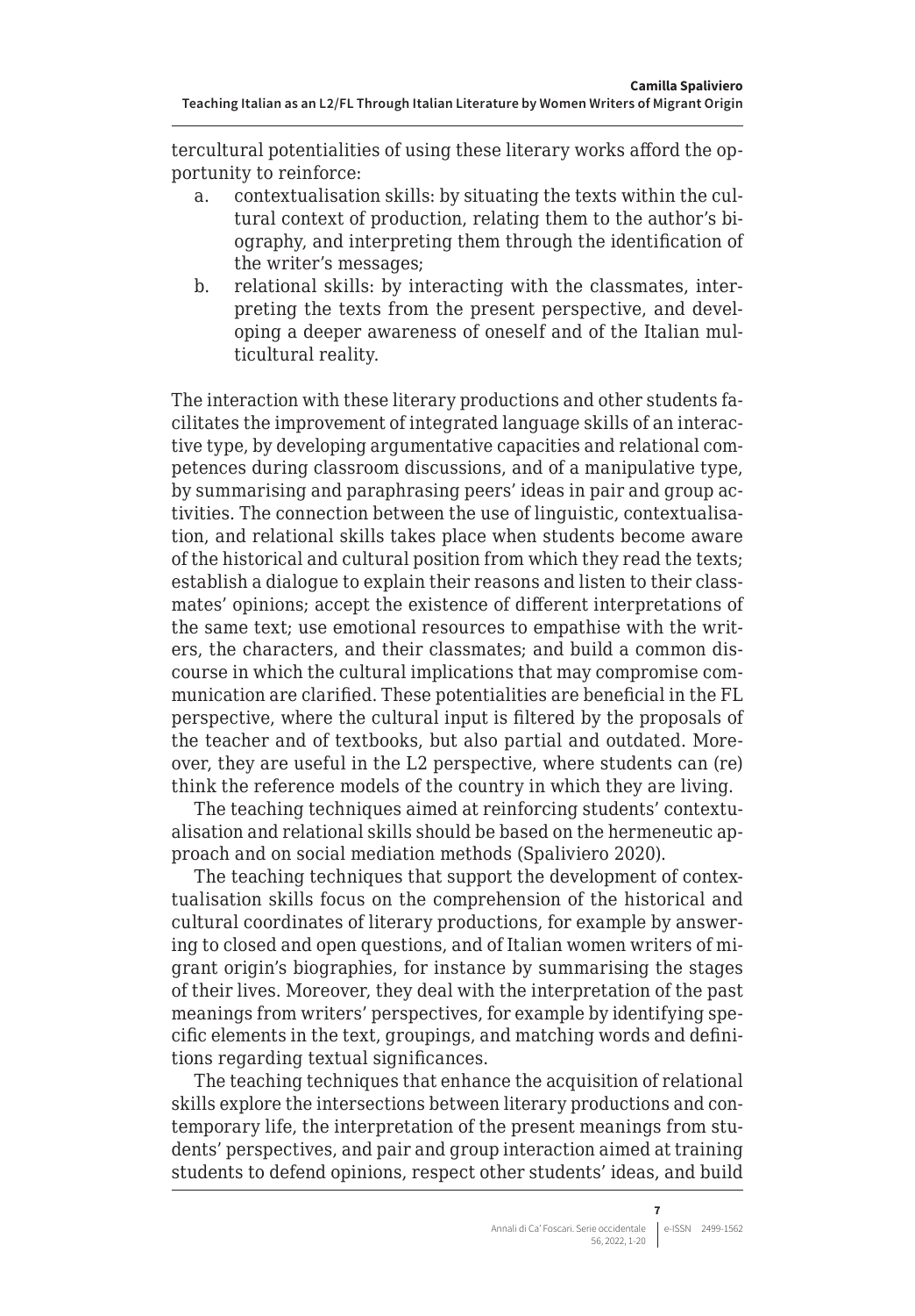tercultural potentialities of using these literary works afford the opportunity to reinforce:

a. contextualisation skills: by situating the texts within the cultural context of production, relating them to the author's biography, and interpreting them through the identification of the writer's messages;
b. relational skills: by interacting with the classmates, interpreting the texts from the present perspective, and developing a deeper awareness of oneself and of the Italian multicultural reality.

The interaction with these literary productions and other students facilitates the improvement of integrated language skills of an interactive type, by developing argumentative capacities and relational competences during classroom discussions, and of a manipulative type, by summarising and paraphrasing peers' ideas in pair and group activities. The connection between the use of linguistic, contextualisation, and relational skills takes place when students become aware of the historical and cultural position from which they read the texts; establish a dialogue to explain their reasons and listen to their classmates' opinions; accept the existence of different interpretations of the same text; use emotional resources to empathise with the writers, the characters, and their classmates; and build a common discourse in which the cultural implications that may compromise communication are clarified. These potentialities are beneficial in the FL perspective, where the cultural input is filtered by the proposals of the teacher and of textbooks, but also partial and outdated. Moreover, they are useful in the L2 perspective, where students can (re) think the reference models of the country in which they are living.

The teaching techniques aimed at reinforcing students' contextualisation and relational skills should be based on the hermeneutic approach and on social mediation methods (Spaliviero 2020).

The teaching techniques that support the development of contextualisation skills focus on the comprehension of the historical and cultural coordinates of literary productions, for example by answering to closed and open questions, and of Italian women writers of migrant origin's biographies, for instance by summarising the stages of their lives. Moreover, they deal with the interpretation of the past meanings from writers' perspectives, for example by identifying specific elements in the text, groupings, and matching words and definitions regarding textual significances.

The teaching techniques that enhance the acquisition of relational skills explore the intersections between literary productions and contemporary life, the interpretation of the present meanings from students' perspectives, and pair and group interaction aimed at training students to defend opinions, respect other students' ideas, and build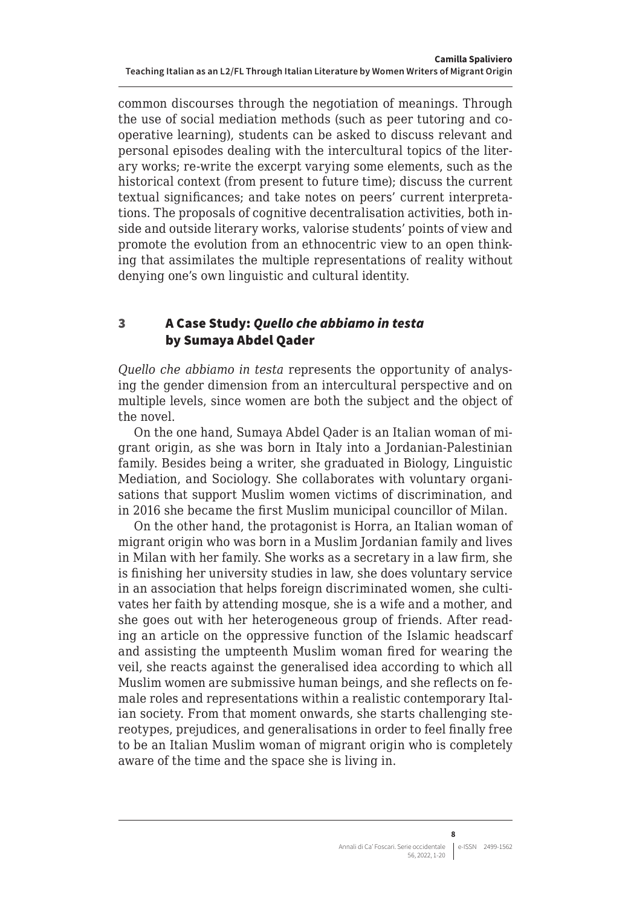common discourses through the negotiation of meanings. Through the use of social mediation methods (such as peer tutoring and cooperative learning), students can be asked to discuss relevant and personal episodes dealing with the intercultural topics of the literary works; re-write the excerpt varying some elements, such as the historical context (from present to future time); discuss the current textual significances; and take notes on peers' current interpretations. The proposals of cognitive decentralisation activities, both inside and outside literary works, valorise students' points of view and promote the evolution from an ethnocentric view to an open thinking that assimilates the multiple representations of reality without denying one's own linguistic and cultural identity.

## 3 A Case Study: *Quello che abbiamo in testa* by Sumaya Abdel Qader

*Quello che abbiamo in testa* represents the opportunity of analysing the gender dimension from an intercultural perspective and on multiple levels, since women are both the subject and the object of the novel.

On the one hand, Sumaya Abdel Qader is an Italian woman of migrant origin, as she was born in Italy into a Jordanian-Palestinian family. Besides being a writer, she graduated in Biology, Linguistic Mediation, and Sociology. She collaborates with voluntary organisations that support Muslim women victims of discrimination, and in 2016 she became the first Muslim municipal councillor of Milan.

On the other hand, the protagonist is Horra, an Italian woman of migrant origin who was born in a Muslim Jordanian family and lives in Milan with her family. She works as a secretary in a law firm, she is finishing her university studies in law, she does voluntary service in an association that helps foreign discriminated women, she cultivates her faith by attending mosque, she is a wife and a mother, and she goes out with her heterogeneous group of friends. After reading an article on the oppressive function of the Islamic headscarf and assisting the umpteenth Muslim woman fired for wearing the veil, she reacts against the generalised idea according to which all Muslim women are submissive human beings, and she reflects on female roles and representations within a realistic contemporary Italian society. From that moment onwards, she starts challenging stereotypes, prejudices, and generalisations in order to feel finally free to be an Italian Muslim woman of migrant origin who is completely aware of the time and the space she is living in.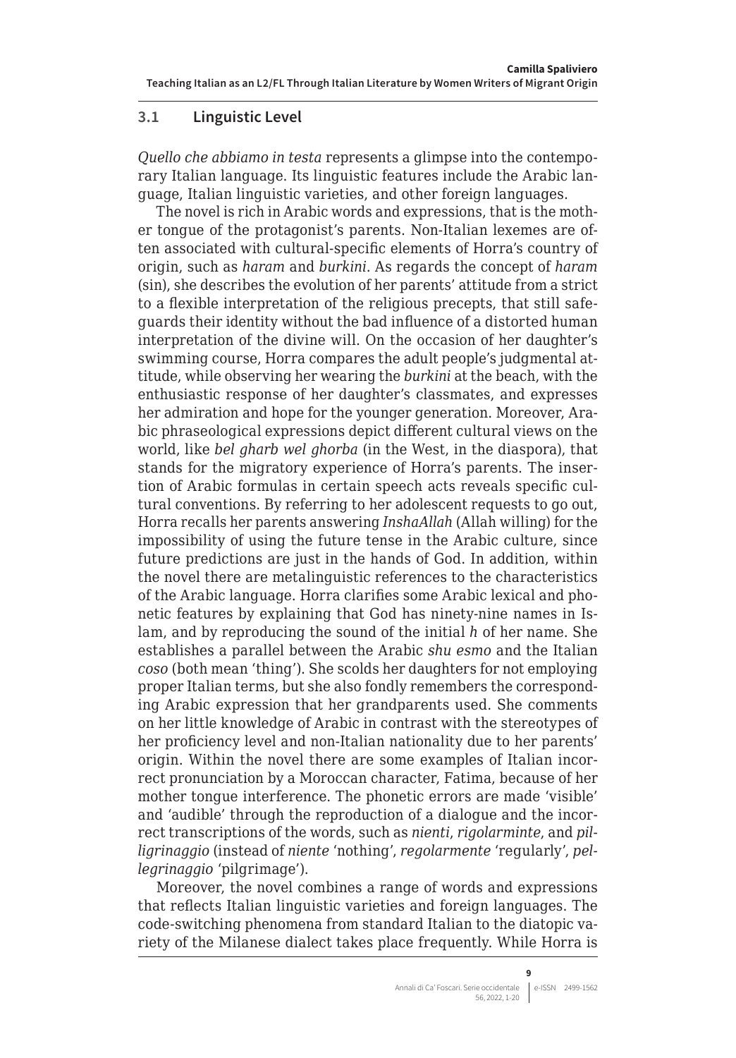### 3.1 Linguistic Level

*Quello che abbiamo in testa* represents a glimpse into the contemporary Italian language. Its linguistic features include the Arabic language, Italian linguistic varieties, and other foreign languages.

The novel is rich in Arabic words and expressions, that is the mother tongue of the protagonist's parents. Non-Italian lexemes are often associated with cultural-specific elements of Horra's country of origin, such as *haram* and *burkini*. As regards the concept of *haram* (sin), she describes the evolution of her parents' attitude from a strict to a flexible interpretation of the religious precepts, that still safeguards their identity without the bad influence of a distorted human interpretation of the divine will. On the occasion of her daughter's swimming course, Horra compares the adult people's judgmental attitude, while observing her wearing the *burkini* at the beach, with the enthusiastic response of her daughter's classmates, and expresses her admiration and hope for the younger generation. Moreover, Arabic phraseological expressions depict different cultural views on the world, like *bel gharb wel ghorba* (in the West, in the diaspora), that stands for the migratory experience of Horra's parents. The insertion of Arabic formulas in certain speech acts reveals specific cultural conventions. By referring to her adolescent requests to go out, Horra recalls her parents answering *InshaAllah* (Allah willing) for the impossibility of using the future tense in the Arabic culture, since future predictions are just in the hands of God. In addition, within the novel there are metalinguistic references to the characteristics of the Arabic language. Horra clarifies some Arabic lexical and phonetic features by explaining that God has ninety-nine names in Islam, and by reproducing the sound of the initial *h* of her name. She establishes a parallel between the Arabic *shu esmo* and the Italian *coso* (both mean 'thing'). She scolds her daughters for not employing proper Italian terms, but she also fondly remembers the corresponding Arabic expression that her grandparents used. She comments on her little knowledge of Arabic in contrast with the stereotypes of her proficiency level and non-Italian nationality due to her parents' origin. Within the novel there are some examples of Italian incorrect pronunciation by a Moroccan character, Fatima, because of her mother tongue interference. The phonetic errors are made 'visible' and 'audible' through the reproduction of a dialogue and the incorrect transcriptions of the words, such as *nienti*, *rigolarminte*, and *pilligrinaggio* (instead of *niente* 'nothing', *regolarmente* 'regularly', *pellegrinaggio* 'pilgrimage').

Moreover, the novel combines a range of words and expressions that reflects Italian linguistic varieties and foreign languages. The code-switching phenomena from standard Italian to the diatopic variety of the Milanese dialect takes place frequently. While Horra is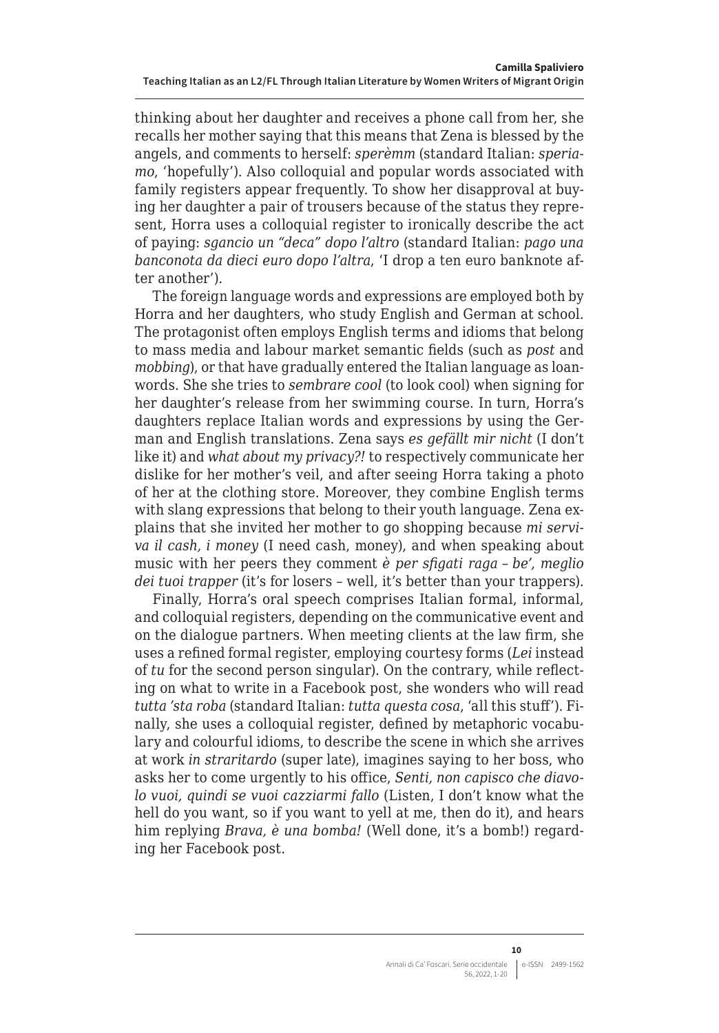thinking about her daughter and receives a phone call from her, she recalls her mother saying that this means that Zena is blessed by the angels, and comments to herself: *sperèmm* (standard Italian: *speriamo*, 'hopefully'). Also colloquial and popular words associated with family registers appear frequently. To show her disapproval at buying her daughter a pair of trousers because of the status they represent, Horra uses a colloquial register to ironically describe the act of paying: *sgancio un "deca" dopo l'altro* (standard Italian: *pago una banconota da dieci euro dopo l'altra*, 'I drop a ten euro banknote after another').

The foreign language words and expressions are employed both by Horra and her daughters, who study English and German at school. The protagonist often employs English terms and idioms that belong to mass media and labour market semantic fields (such as *post* and *mobbing*), or that have gradually entered the Italian language as loanwords. She she tries to *sembrare cool* (to look cool) when signing for her daughter's release from her swimming course. In turn, Horra's daughters replace Italian words and expressions by using the German and English translations. Zena says *es gefällt mir nicht* (I don't like it) and *what about my privacy?!* to respectively communicate her dislike for her mother's veil, and after seeing Horra taking a photo of her at the clothing store. Moreover, they combine English terms with slang expressions that belong to their youth language. Zena explains that she invited her mother to go shopping because *mi serviva il cash, i money* (I need cash, money), and when speaking about music with her peers they comment *è per sfigati raga – be', meglio dei tuoi trapper* (it's for losers – well, it's better than your trappers).

Finally, Horra's oral speech comprises Italian formal, informal, and colloquial registers, depending on the communicative event and on the dialogue partners. When meeting clients at the law firm, she uses a refined formal register, employing courtesy forms (*Lei* instead of *tu* for the second person singular). On the contrary, while reflecting on what to write in a Facebook post, she wonders who will read *tutta 'sta roba* (standard Italian: *tutta questa cosa*, 'all this stuff'). Finally, she uses a colloquial register, defined by metaphoric vocabulary and colourful idioms, to describe the scene in which she arrives at work *in straritardo* (super late), imagines saying to her boss, who asks her to come urgently to his office, *Senti, non capisco che diavolo vuoi, quindi se vuoi cazziarmi fallo* (Listen, I don't know what the hell do you want, so if you want to yell at me, then do it), and hears him replying *Brava, è una bomba!* (Well done, it's a bomb!) regarding her Facebook post.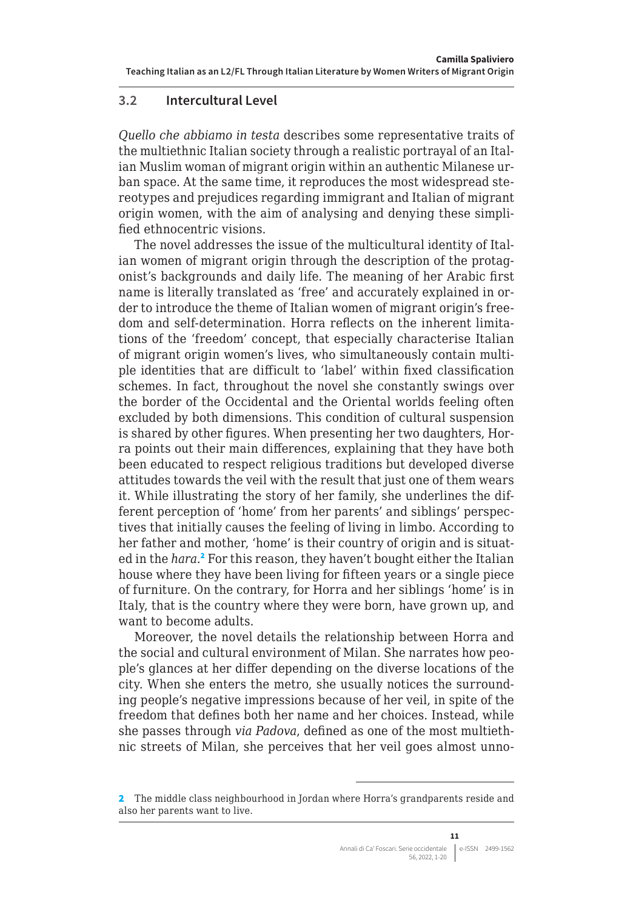### 3.2 Intercultural Level

*Quello che abbiamo in testa* describes some representative traits of the multiethnic Italian society through a realistic portrayal of an Italian Muslim woman of migrant origin within an authentic Milanese urban space. At the same time, it reproduces the most widespread stereotypes and prejudices regarding immigrant and Italian of migrant origin women, with the aim of analysing and denying these simplified ethnocentric visions.

The novel addresses the issue of the multicultural identity of Italian women of migrant origin through the description of the protagonist's backgrounds and daily life. The meaning of her Arabic first name is literally translated as 'free' and accurately explained in order to introduce the theme of Italian women of migrant origin's freedom and self-determination. Horra reflects on the inherent limitations of the 'freedom' concept, that especially characterise Italian of migrant origin women's lives, who simultaneously contain multiple identities that are difficult to 'label' within fixed classification schemes. In fact, throughout the novel she constantly swings over the border of the Occidental and the Oriental worlds feeling often excluded by both dimensions. This condition of cultural suspension is shared by other figures. When presenting her two daughters, Horra points out their main differences, explaining that they have both been educated to respect religious traditions but developed diverse attitudes towards the veil with the result that just one of them wears it. While illustrating the story of her family, she underlines the different perception of 'home' from her parents' and siblings' perspectives that initially causes the feeling of living in limbo. According to her father and mother, 'home' is their country of origin and is situated in the *hara*.[2] For this reason, they haven't bought either the Italian house where they have been living for fifteen years or a single piece of furniture. On the contrary, for Horra and her siblings 'home' is in Italy, that is the country where they were born, have grown up, and want to become adults.

Moreover, the novel details the relationship between Horra and the social and cultural environment of Milan. She narrates how people's glances at her differ depending on the diverse locations of the city. When she enters the metro, she usually notices the surrounding people's negative impressions because of her veil, in spite of the freedom that defines both her name and her choices. Instead, while she passes through *via Padova*, defined as one of the most multiethnic streets of Milan, she perceives that her veil goes almost unno-

---

[2] The middle class neighbourhood in Jordan where Horra's grandparents reside and also her parents want to live.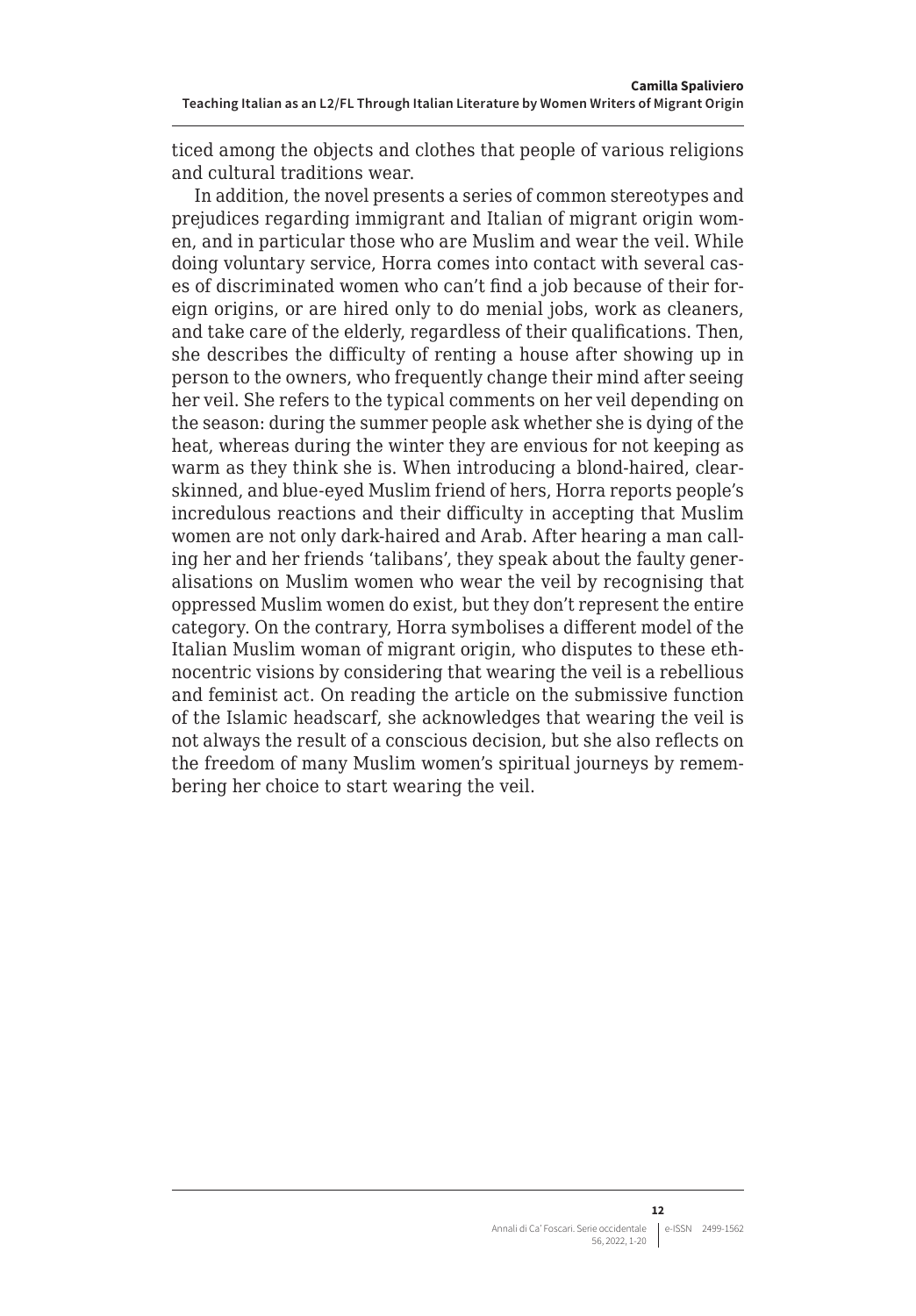ticed among the objects and clothes that people of various religions and cultural traditions wear.

In addition, the novel presents a series of common stereotypes and prejudices regarding immigrant and Italian of migrant origin women, and in particular those who are Muslim and wear the veil. While doing voluntary service, Horra comes into contact with several cases of discriminated women who can't find a job because of their foreign origins, or are hired only to do menial jobs, work as cleaners, and take care of the elderly, regardless of their qualifications. Then, she describes the difficulty of renting a house after showing up in person to the owners, who frequently change their mind after seeing her veil. She refers to the typical comments on her veil depending on the season: during the summer people ask whether she is dying of the heat, whereas during the winter they are envious for not keeping as warm as they think she is. When introducing a blond-haired, clear-skinned, and blue-eyed Muslim friend of hers, Horra reports people's incredulous reactions and their difficulty in accepting that Muslim women are not only dark-haired and Arab. After hearing a man calling her and her friends 'talibans', they speak about the faulty generalisations on Muslim women who wear the veil by recognising that oppressed Muslim women do exist, but they don't represent the entire category. On the contrary, Horra symbolises a different model of the Italian Muslim woman of migrant origin, who disputes to these ethnocentric visions by considering that wearing the veil is a rebellious and feminist act. On reading the article on the submissive function of the Islamic headscarf, she acknowledges that wearing the veil is not always the result of a conscious decision, but she also reflects on the freedom of many Muslim women's spiritual journeys by remembering her choice to start wearing the veil.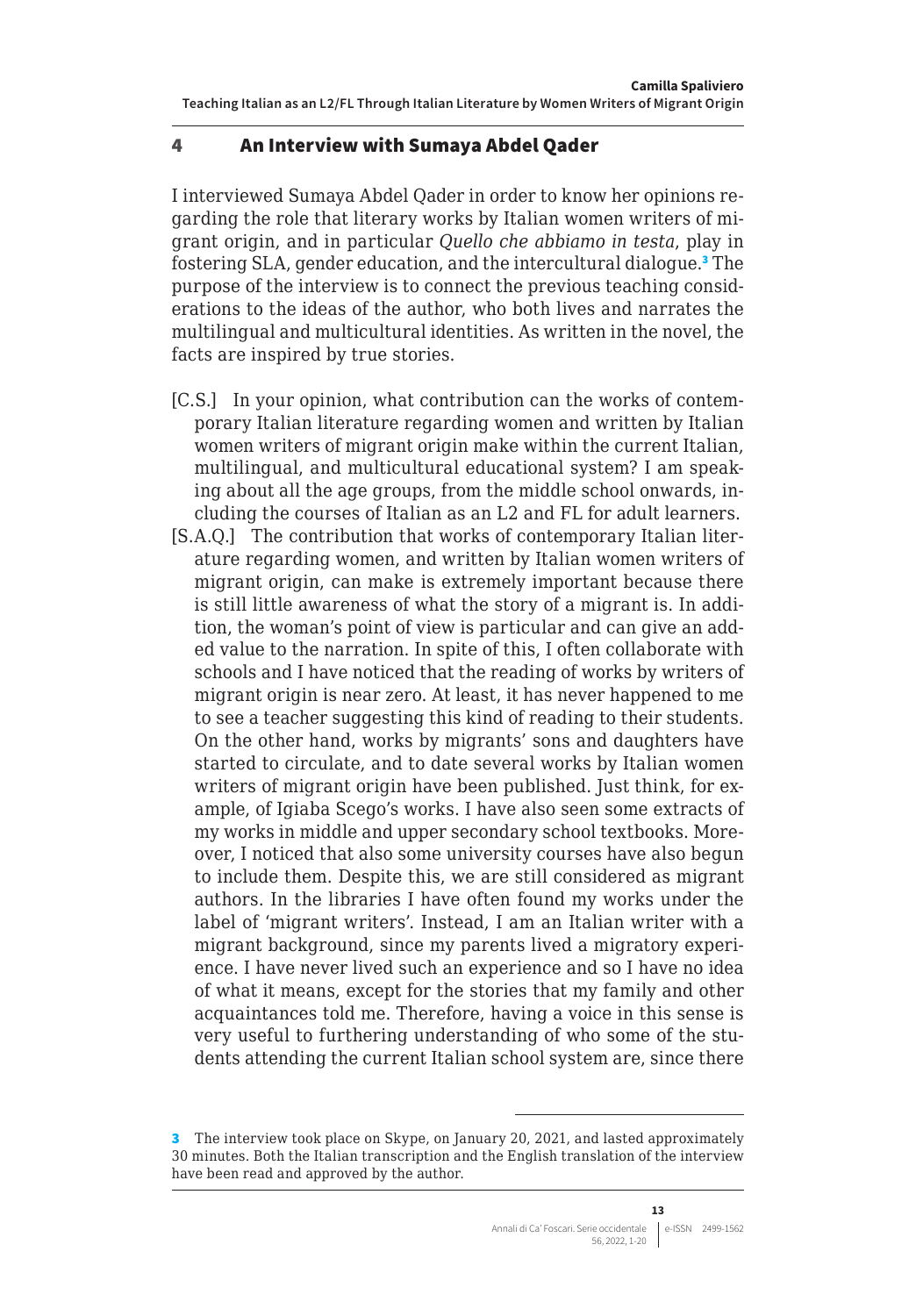## 4 An Interview with Sumaya Abdel Qader

I interviewed Sumaya Abdel Qader in order to know her opinions regarding the role that literary works by Italian women writers of migrant origin, and in particular *Quello che abbiamo in testa*, play in fostering SLA, gender education, and the intercultural dialogue.[3] The purpose of the interview is to connect the previous teaching considerations to the ideas of the author, who both lives and narrates the multilingual and multicultural identities. As written in the novel, the facts are inspired by true stories.

[C.S.] In your opinion, what contribution can the works of contemporary Italian literature regarding women and written by Italian women writers of migrant origin make within the current Italian, multilingual, and multicultural educational system? I am speaking about all the age groups, from the middle school onwards, including the courses of Italian as an L2 and FL for adult learners.

[S.A.Q.] The contribution that works of contemporary Italian literature regarding women, and written by Italian women writers of migrant origin, can make is extremely important because there is still little awareness of what the story of a migrant is. In addition, the woman's point of view is particular and can give an added value to the narration. In spite of this, I often collaborate with schools and I have noticed that the reading of works by writers of migrant origin is near zero. At least, it has never happened to me to see a teacher suggesting this kind of reading to their students. On the other hand, works by migrants' sons and daughters have started to circulate, and to date several works by Italian women writers of migrant origin have been published. Just think, for example, of Igiaba Scego's works. I have also seen some extracts of my works in middle and upper secondary school textbooks. Moreover, I noticed that also some university courses have also begun to include them. Despite this, we are still considered as migrant authors. In the libraries I have often found my works under the label of 'migrant writers'. Instead, I am an Italian writer with a migrant background, since my parents lived a migratory experience. I have never lived such an experience and so I have no idea of what it means, except for the stories that my family and other acquaintances told me. Therefore, having a voice in this sense is very useful to furthering understanding of who some of the students attending the current Italian school system are, since there

[3] The interview took place on Skype, on January 20, 2021, and lasted approximately 30 minutes. Both the Italian transcription and the English translation of the interview have been read and approved by the author.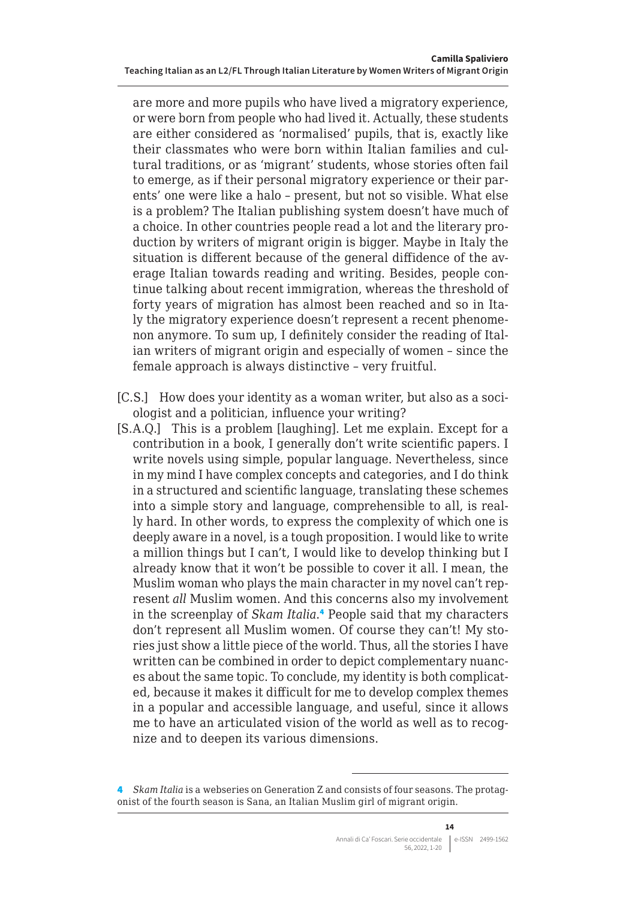are more and more pupils who have lived a migratory experience, or were born from people who had lived it. Actually, these students are either considered as 'normalised' pupils, that is, exactly like their classmates who were born within Italian families and cultural traditions, or as 'migrant' students, whose stories often fail to emerge, as if their personal migratory experience or their parents' one were like a halo – present, but not so visible. What else is a problem? The Italian publishing system doesn't have much of a choice. In other countries people read a lot and the literary production by writers of migrant origin is bigger. Maybe in Italy the situation is different because of the general diffidence of the average Italian towards reading and writing. Besides, people continue talking about recent immigration, whereas the threshold of forty years of migration has almost been reached and so in Italy the migratory experience doesn't represent a recent phenomenon anymore. To sum up, I definitely consider the reading of Italian writers of migrant origin and especially of women – since the female approach is always distinctive – very fruitful.

[C.S.] How does your identity as a woman writer, but also as a sociologist and a politician, influence your writing?

[S.A.Q.] This is a problem [laughing]. Let me explain. Except for a contribution in a book, I generally don't write scientific papers. I write novels using simple, popular language. Nevertheless, since in my mind I have complex concepts and categories, and I do think in a structured and scientific language, translating these schemes into a simple story and language, comprehensible to all, is really hard. In other words, to express the complexity of which one is deeply aware in a novel, is a tough proposition. I would like to write a million things but I can't, I would like to develop thinking but I already know that it won't be possible to cover it all. I mean, the Muslim woman who plays the main character in my novel can't represent *all* Muslim women. And this concerns also my involvement in the screenplay of *Skam Italia*.[4] People said that my characters don't represent all Muslim women. Of course they can't! My stories just show a little piece of the world. Thus, all the stories I have written can be combined in order to depict complementary nuances about the same topic. To conclude, my identity is both complicated, because it makes it difficult for me to develop complex themes in a popular and accessible language, and useful, since it allows me to have an articulated vision of the world as well as to recognize and to deepen its various dimensions.

---

4 *Skam Italia* is a webseries on Generation Z and consists of four seasons. The protagonist of the fourth season is Sana, an Italian Muslim girl of migrant origin.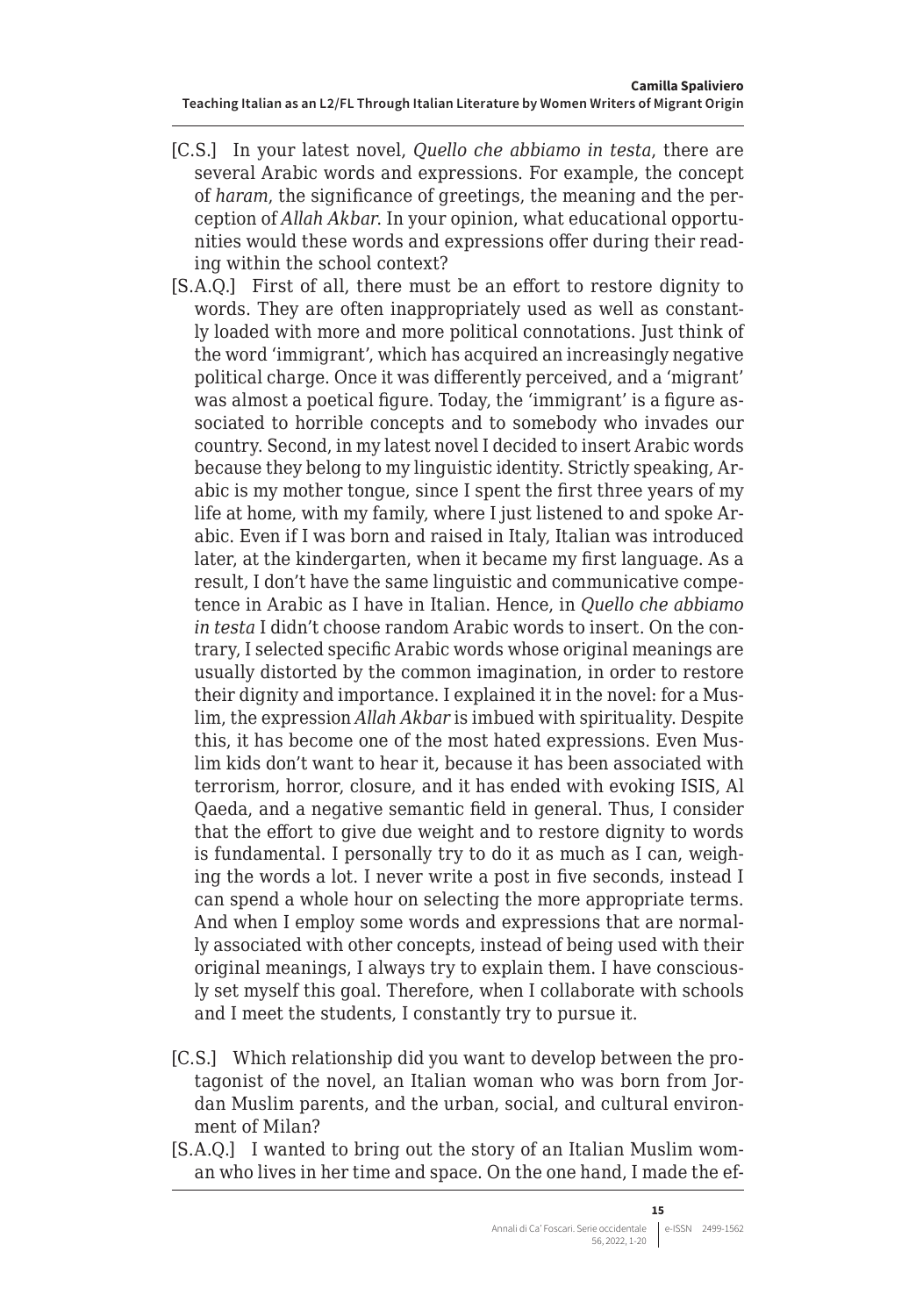[C.S.] In your latest novel, *Quello che abbiamo in testa*, there are several Arabic words and expressions. For example, the concept of *haram*, the significance of greetings, the meaning and the perception of *Allah Akbar*. In your opinion, what educational opportunities would these words and expressions offer during their reading within the school context?

[S.A.Q.] First of all, there must be an effort to restore dignity to words. They are often inappropriately used as well as constantly loaded with more and more political connotations. Just think of the word 'immigrant', which has acquired an increasingly negative political charge. Once it was differently perceived, and a 'migrant' was almost a poetical figure. Today, the 'immigrant' is a figure associated to horrible concepts and to somebody who invades our country. Second, in my latest novel I decided to insert Arabic words because they belong to my linguistic identity. Strictly speaking, Arabic is my mother tongue, since I spent the first three years of my life at home, with my family, where I just listened to and spoke Arabic. Even if I was born and raised in Italy, Italian was introduced later, at the kindergarten, when it became my first language. As a result, I don't have the same linguistic and communicative competence in Arabic as I have in Italian. Hence, in *Quello che abbiamo in testa* I didn't choose random Arabic words to insert. On the contrary, I selected specific Arabic words whose original meanings are usually distorted by the common imagination, in order to restore their dignity and importance. I explained it in the novel: for a Muslim, the expression *Allah Akbar* is imbued with spirituality. Despite this, it has become one of the most hated expressions. Even Muslim kids don't want to hear it, because it has been associated with terrorism, horror, closure, and it has ended with evoking ISIS, Al Qaeda, and a negative semantic field in general. Thus, I consider that the effort to give due weight and to restore dignity to words is fundamental. I personally try to do it as much as I can, weighing the words a lot. I never write a post in five seconds, instead I can spend a whole hour on selecting the more appropriate terms. And when I employ some words and expressions that are normally associated with other concepts, instead of being used with their original meanings, I always try to explain them. I have consciously set myself this goal. Therefore, when I collaborate with schools and I meet the students, I constantly try to pursue it.

[C.S.] Which relationship did you want to develop between the protagonist of the novel, an Italian woman who was born from Jordan Muslim parents, and the urban, social, and cultural environment of Milan?

[S.A.Q.] I wanted to bring out the story of an Italian Muslim woman who lives in her time and space. On the one hand, I made the ef-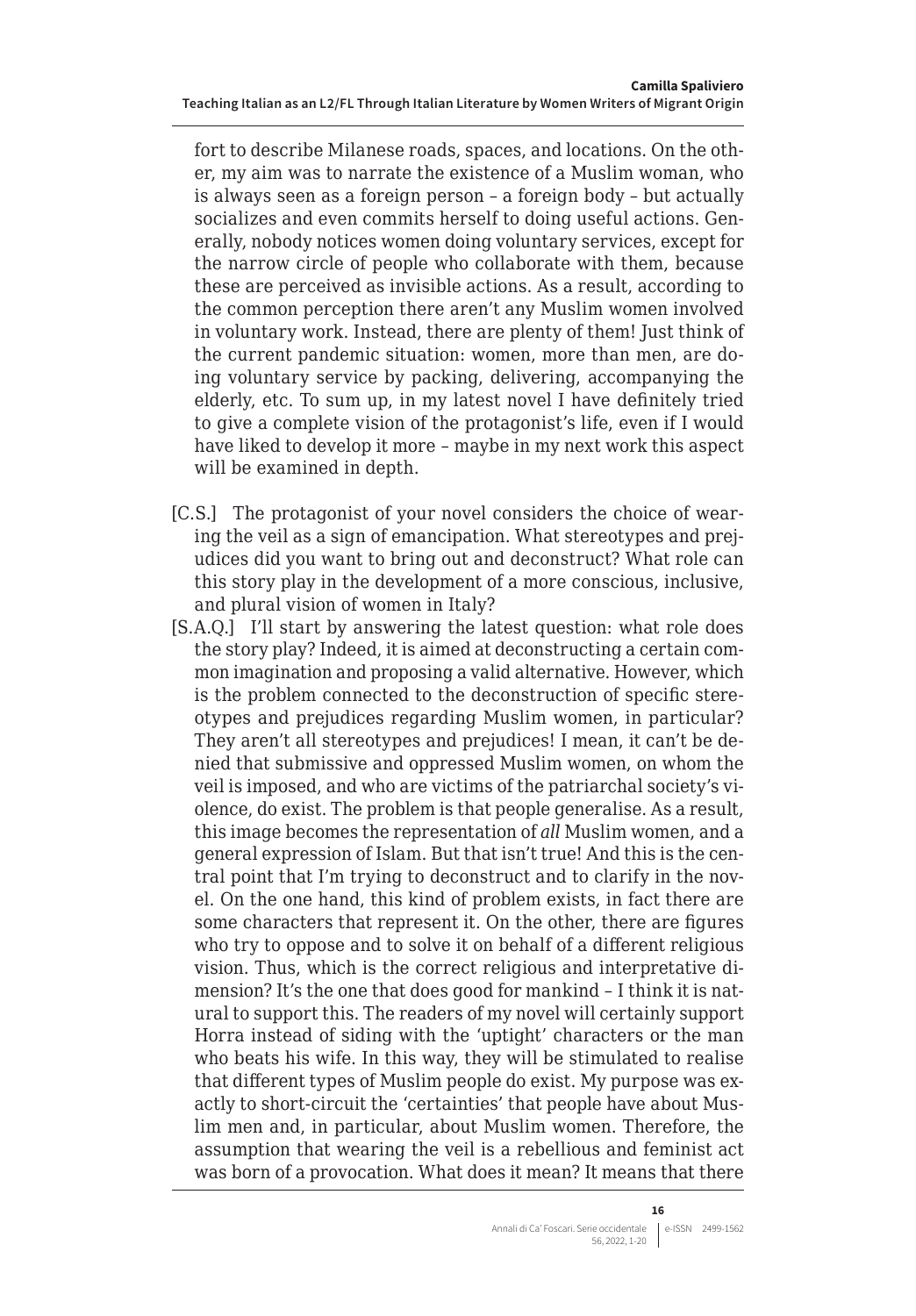fort to describe Milanese roads, spaces, and locations. On the other, my aim was to narrate the existence of a Muslim woman, who is always seen as a foreign person – a foreign body – but actually socializes and even commits herself to doing useful actions. Generally, nobody notices women doing voluntary services, except for the narrow circle of people who collaborate with them, because these are perceived as invisible actions. As a result, according to the common perception there aren't any Muslim women involved in voluntary work. Instead, there are plenty of them! Just think of the current pandemic situation: women, more than men, are doing voluntary service by packing, delivering, accompanying the elderly, etc. To sum up, in my latest novel I have definitely tried to give a complete vision of the protagonist's life, even if I would have liked to develop it more – maybe in my next work this aspect will be examined in depth.

[C.S.] The protagonist of your novel considers the choice of wearing the veil as a sign of emancipation. What stereotypes and prejudices did you want to bring out and deconstruct? What role can this story play in the development of a more conscious, inclusive, and plural vision of women in Italy?

[S.A.Q.] I'll start by answering the latest question: what role does the story play? Indeed, it is aimed at deconstructing a certain common imagination and proposing a valid alternative. However, which is the problem connected to the deconstruction of specific stereotypes and prejudices regarding Muslim women, in particular? They aren't all stereotypes and prejudices! I mean, it can't be denied that submissive and oppressed Muslim women, on whom the veil is imposed, and who are victims of the patriarchal society's violence, do exist. The problem is that people generalise. As a result, this image becomes the representation of *all* Muslim women, and a general expression of Islam. But that isn't true! And this is the central point that I'm trying to deconstruct and to clarify in the novel. On the one hand, this kind of problem exists, in fact there are some characters that represent it. On the other, there are figures who try to oppose and to solve it on behalf of a different religious vision. Thus, which is the correct religious and interpretative dimension? It's the one that does good for mankind – I think it is natural to support this. The readers of my novel will certainly support Horra instead of siding with the 'uptight' characters or the man who beats his wife. In this way, they will be stimulated to realise that different types of Muslim people do exist. My purpose was exactly to short-circuit the 'certainties' that people have about Muslim men and, in particular, about Muslim women. Therefore, the assumption that wearing the veil is a rebellious and feminist act was born of a provocation. What does it mean? It means that there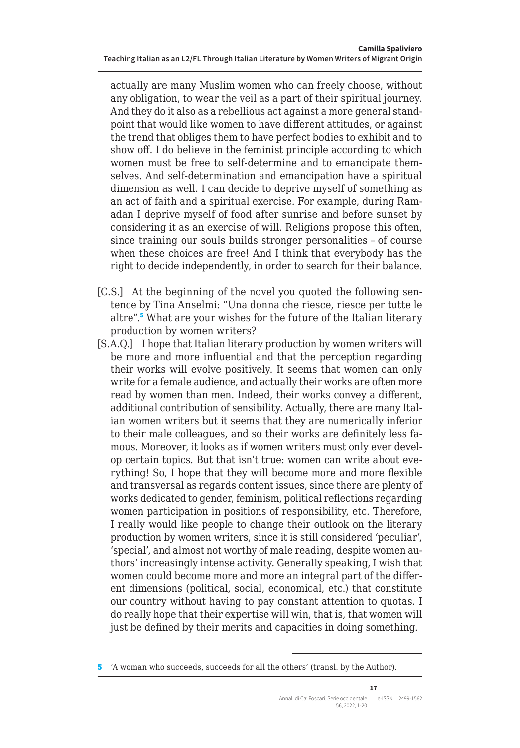actually are many Muslim women who can freely choose, without any obligation, to wear the veil as a part of their spiritual journey. And they do it also as a rebellious act against a more general standpoint that would like women to have different attitudes, or against the trend that obliges them to have perfect bodies to exhibit and to show off. I do believe in the feminist principle according to which women must be free to self-determine and to emancipate themselves. And self-determination and emancipation have a spiritual dimension as well. I can decide to deprive myself of something as an act of faith and a spiritual exercise. For example, during Ramadan I deprive myself of food after sunrise and before sunset by considering it as an exercise of will. Religions propose this often, since training our souls builds stronger personalities – of course when these choices are free! And I think that everybody has the right to decide independently, in order to search for their balance.

[C.S.] At the beginning of the novel you quoted the following sentence by Tina Anselmi: "Una donna che riesce, riesce per tutte le altre".[5] What are your wishes for the future of the Italian literary production by women writers?

[S.A.Q.] I hope that Italian literary production by women writers will be more and more influential and that the perception regarding their works will evolve positively. It seems that women can only write for a female audience, and actually their works are often more read by women than men. Indeed, their works convey a different, additional contribution of sensibility. Actually, there are many Italian women writers but it seems that they are numerically inferior to their male colleagues, and so their works are definitely less famous. Moreover, it looks as if women writers must only ever develop certain topics. But that isn't true: women can write about everything! So, I hope that they will become more and more flexible and transversal as regards content issues, since there are plenty of works dedicated to gender, feminism, political reflections regarding women participation in positions of responsibility, etc. Therefore, I really would like people to change their outlook on the literary production by women writers, since it is still considered 'peculiar', 'special', and almost not worthy of male reading, despite women authors' increasingly intense activity. Generally speaking, I wish that women could become more and more an integral part of the different dimensions (political, social, economical, etc.) that constitute our country without having to pay constant attention to quotas. I do really hope that their expertise will win, that is, that women will just be defined by their merits and capacities in doing something.

---

5 'A woman who succeeds, succeeds for all the others' (transl. by the Author).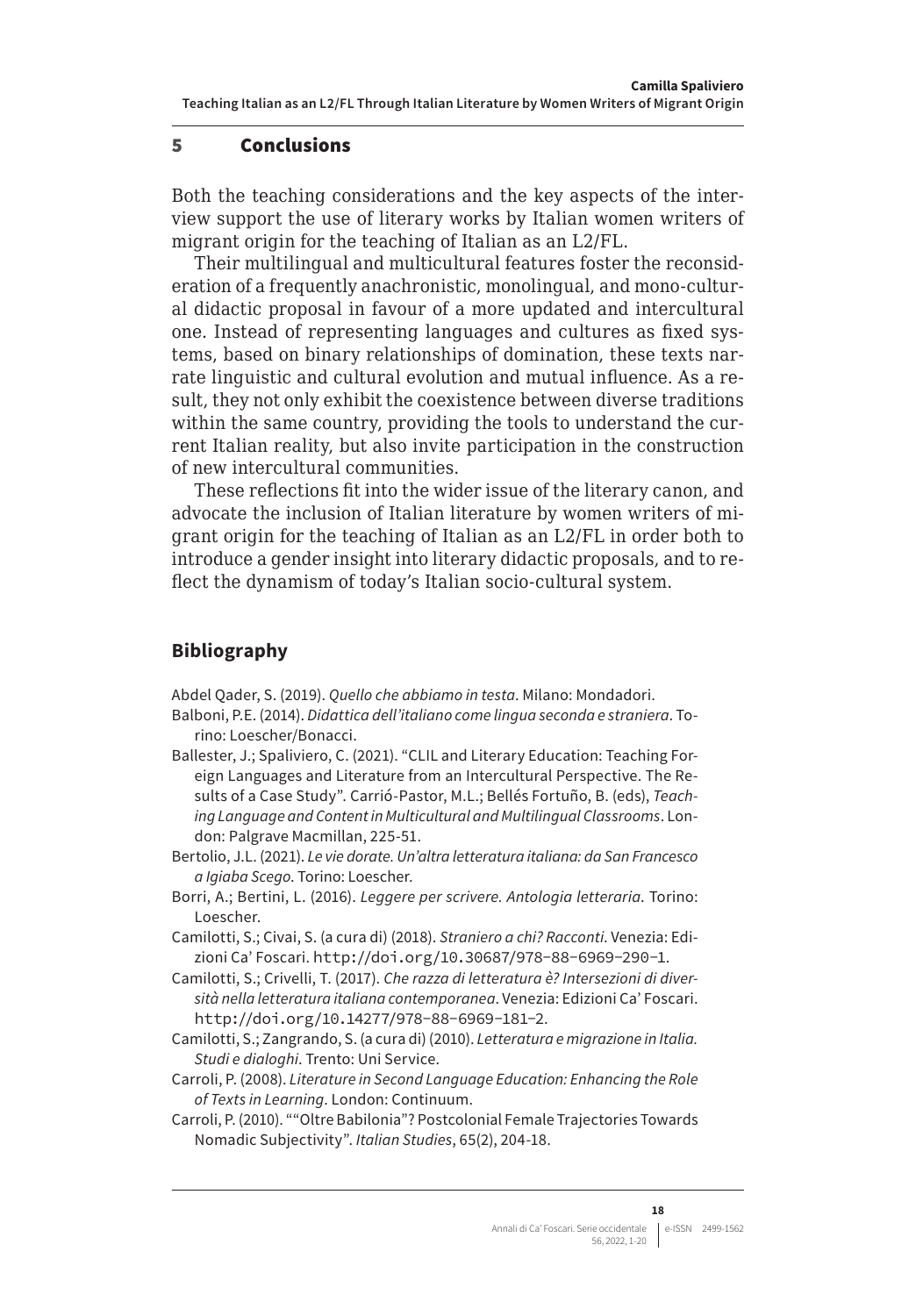## 5 Conclusions

Both the teaching considerations and the key aspects of the interview support the use of literary works by Italian women writers of migrant origin for the teaching of Italian as an L2/FL.

Their multilingual and multicultural features foster the reconsideration of a frequently anachronistic, monolingual, and mono-cultural didactic proposal in favour of a more updated and intercultural one. Instead of representing languages and cultures as fixed systems, based on binary relationships of domination, these texts narrate linguistic and cultural evolution and mutual influence. As a result, they not only exhibit the coexistence between diverse traditions within the same country, providing the tools to understand the current Italian reality, but also invite participation in the construction of new intercultural communities.

These reflections fit into the wider issue of the literary canon, and advocate the inclusion of Italian literature by women writers of migrant origin for the teaching of Italian as an L2/FL in order both to introduce a gender insight into literary didactic proposals, and to reflect the dynamism of today's Italian socio-cultural system.

## Bibliography

Abdel Qader, S. (2019). *Quello che abbiamo in testa*. Milano: Mondadori.

Balboni, P.E. (2014). *Didattica dell'italiano come lingua seconda e straniera*. Torino: Loescher/Bonacci.

Ballester, J.; Spaliviero, C. (2021). "CLIL and Literary Education: Teaching Foreign Languages and Literature from an Intercultural Perspective. The Results of a Case Study". Carrió-Pastor, M.L.; Bellés Fortuño, B. (eds), *Teaching Language and Content in Multicultural and Multilingual Classrooms*. London: Palgrave Macmillan, 225-51.

Bertolio, J.L. (2021). *Le vie dorate. Un'altra letteratura italiana: da San Francesco a Igiaba Scego*. Torino: Loescher.

Borri, A.; Bertini, L. (2016). *Leggere per scrivere. Antologia letteraria*. Torino: Loescher.

Camilotti, S.; Civai, S. (a cura di) (2018). *Straniero a chi? Racconti*. Venezia: Edizioni Ca' Foscari. http://doi.org/10.30687/978-88-6969-290-1.

Camilotti, S.; Crivelli, T. (2017). *Che razza di letteratura è? Intersezioni di diversità nella letteratura italiana contemporanea*. Venezia: Edizioni Ca' Foscari. http://doi.org/10.14277/978-88-6969-181-2.

Camilotti, S.; Zangrando, S. (a cura di) (2010). *Letteratura e migrazione in Italia. Studi e dialoghi*. Trento: Uni Service.

Carroli, P. (2008). *Literature in Second Language Education: Enhancing the Role of Texts in Learning*. London: Continuum.

Carroli, P. (2010). ""Oltre Babilonia"? Postcolonial Female Trajectories Towards Nomadic Subjectivity". *Italian Studies*, 65(2), 204-18.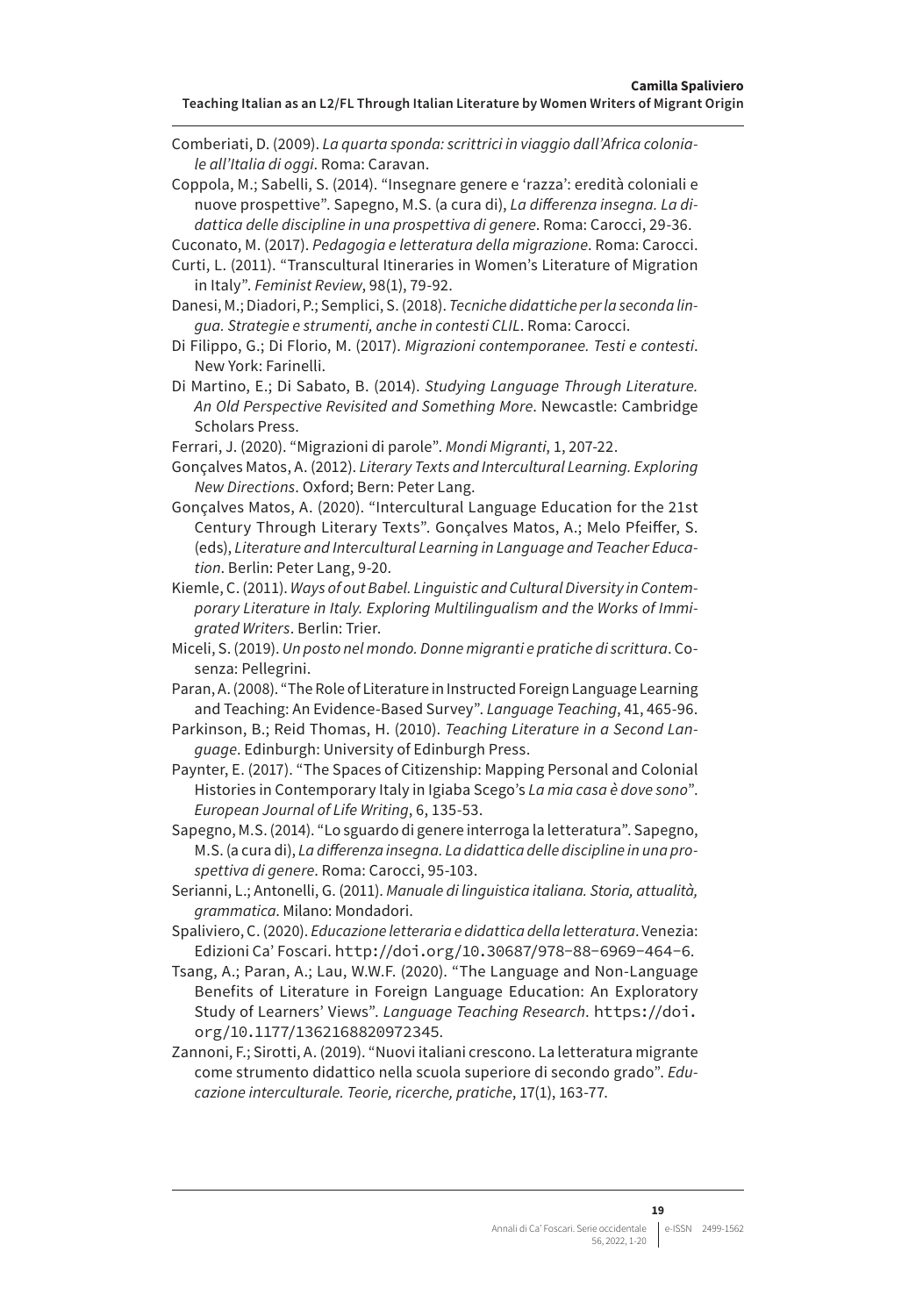Comberiati, D. (2009). *La quarta sponda: scrittrici in viaggio dall'Africa coloniale all'Italia di oggi*. Roma: Caravan.

Coppola, M.; Sabelli, S. (2014). "Insegnare genere e 'razza': eredità coloniali e nuove prospettive". Sapegno, M.S. (a cura di), *La differenza insegna. La didattica delle discipline in una prospettiva di genere*. Roma: Carocci, 29-36.

Cuconato, M. (2017). *Pedagogia e letteratura della migrazione*. Roma: Carocci.

Curti, L. (2011). "Transcultural Itineraries in Women's Literature of Migration in Italy". *Feminist Review*, 98(1), 79-92.

Danesi, M.; Diadori, P.; Semplici, S. (2018). *Tecniche didattiche per la seconda lingua. Strategie e strumenti, anche in contesti CLIL*. Roma: Carocci.

Di Filippo, G.; Di Florio, M. (2017). *Migrazioni contemporanee. Testi e contesti*. New York: Farinelli.

Di Martino, E.; Di Sabato, B. (2014). *Studying Language Through Literature. An Old Perspective Revisited and Something More*. Newcastle: Cambridge Scholars Press.

Ferrari, J. (2020). "Migrazioni di parole". *Mondi Migranti*, 1, 207-22.

Gonçalves Matos, A. (2012). *Literary Texts and Intercultural Learning. Exploring New Directions*. Oxford; Bern: Peter Lang.

Gonçalves Matos, A. (2020). "Intercultural Language Education for the 21st Century Through Literary Texts". Gonçalves Matos, A.; Melo Pfeiffer, S. (eds), *Literature and Intercultural Learning in Language and Teacher Education*. Berlin: Peter Lang, 9-20.

Kiemle, C. (2011). *Ways of out Babel. Linguistic and Cultural Diversity in Contemporary Literature in Italy. Exploring Multilingualism and the Works of Immigrated Writers*. Berlin: Trier.

Miceli, S. (2019). *Un posto nel mondo. Donne migranti e pratiche di scrittura*. Cosenza: Pellegrini.

Paran, A. (2008). "The Role of Literature in Instructed Foreign Language Learning and Teaching: An Evidence-Based Survey". *Language Teaching*, 41, 465-96.

Parkinson, B.; Reid Thomas, H. (2010). *Teaching Literature in a Second Language*. Edinburgh: University of Edinburgh Press.

Paynter, E. (2017). "The Spaces of Citizenship: Mapping Personal and Colonial Histories in Contemporary Italy in Igiaba Scego's *La mia casa è dove sono*". *European Journal of Life Writing*, 6, 135-53.

Sapegno, M.S. (2014). "Lo sguardo di genere interroga la letteratura". Sapegno, M.S. (a cura di), *La differenza insegna. La didattica delle discipline in una prospettiva di genere*. Roma: Carocci, 95-103.

Serianni, L.; Antonelli, G. (2011). *Manuale di linguistica italiana. Storia, attualità, grammatica*. Milano: Mondadori.

Spaliviero, C. (2020). *Educazione letteraria e didattica della letteratura*. Venezia: Edizioni Ca' Foscari. http://doi.org/10.30687/978-88-6969-464-6.

Tsang, A.; Paran, A.; Lau, W.W.F. (2020). "The Language and Non-Language Benefits of Literature in Foreign Language Education: An Exploratory Study of Learners' Views". *Language Teaching Research*. https://doi.org/10.1177/1362168820972345.

Zannoni, F.; Sirotti, A. (2019). "Nuovi italiani crescono. La letteratura migrante come strumento didattico nella scuola superiore di secondo grado". *Educazione interculturale. Teorie, ricerche, pratiche*, 17(1), 163-77.